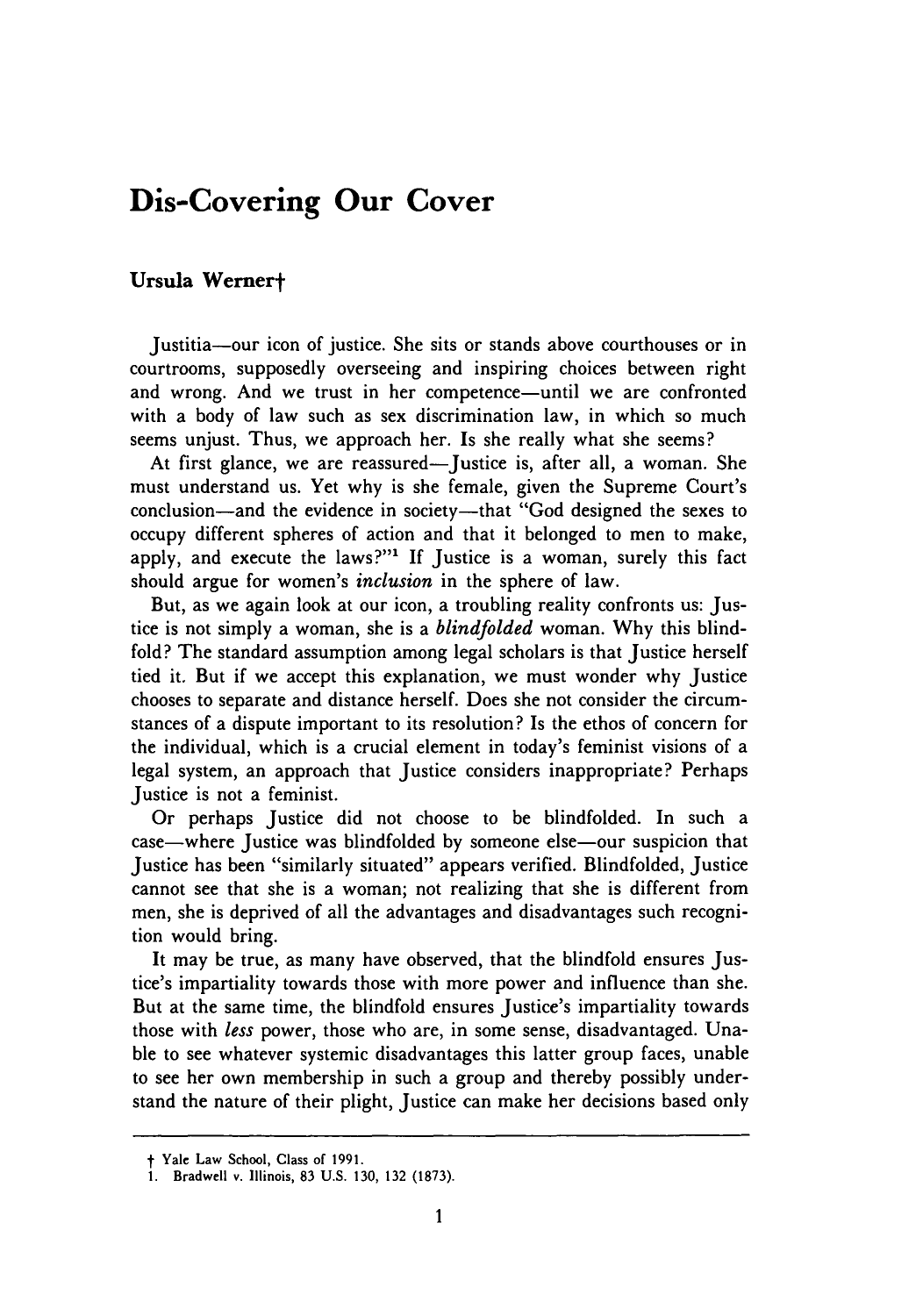# Dis-Covering Our Cover

**Ursula Werner†**

Justitia—our icon of justice. She sits or stands above courthouses or in courtrooms, supposedly overseeing and inspiring choices between right and wrong. And we trust in her competence—until we are confronted with a body of law such as sex discrimination law, in which so much seems unjust. Thus, we approach her. Is she really what she seems?

At first glance, we are reassured—Justice is, after all, a woman. She must understand us. Yet why is she female, given the Supreme Court's conclusion—and the evidence in society—that "God designed the sexes to occupy different spheres of action and that it belonged to men to make, apply, and execute the laws?"[1] If Justice is a woman, surely this fact should argue for women's *inclusion* in the sphere of law.

But, as we again look at our icon, a troubling reality confronts us: Justice is not simply a woman, she is a *blindfolded* woman. Why this blindfold? The standard assumption among legal scholars is that Justice herself tied it. But if we accept this explanation, we must wonder why Justice chooses to separate and distance herself. Does she not consider the circumstances of a dispute important to its resolution? Is the ethos of concern for the individual, which is a crucial element in today's feminist visions of a legal system, an approach that Justice considers inappropriate? Perhaps Justice is not a feminist.

Or perhaps Justice did not choose to be blindfolded. In such a case—where Justice was blindfolded by someone else—our suspicion that Justice has been "similarly situated" appears verified. Blindfolded, Justice cannot see that she is a woman; not realizing that she is different from men, she is deprived of all the advantages and disadvantages such recognition would bring.

It may be true, as many have observed, that the blindfold ensures Justice's impartiality towards those with more power and influence than she. But at the same time, the blindfold ensures Justice's impartiality towards those with *less* power, those who are, in some sense, disadvantaged. Unable to see whatever systemic disadvantages this latter group faces, unable to see her own membership in such a group and thereby possibly understand the nature of their plight, Justice can make her decisions based only

---

† Yale Law School, Class of 1991.

1. Bradwell v. Illinois, 83 U.S. 130, 132 (1873).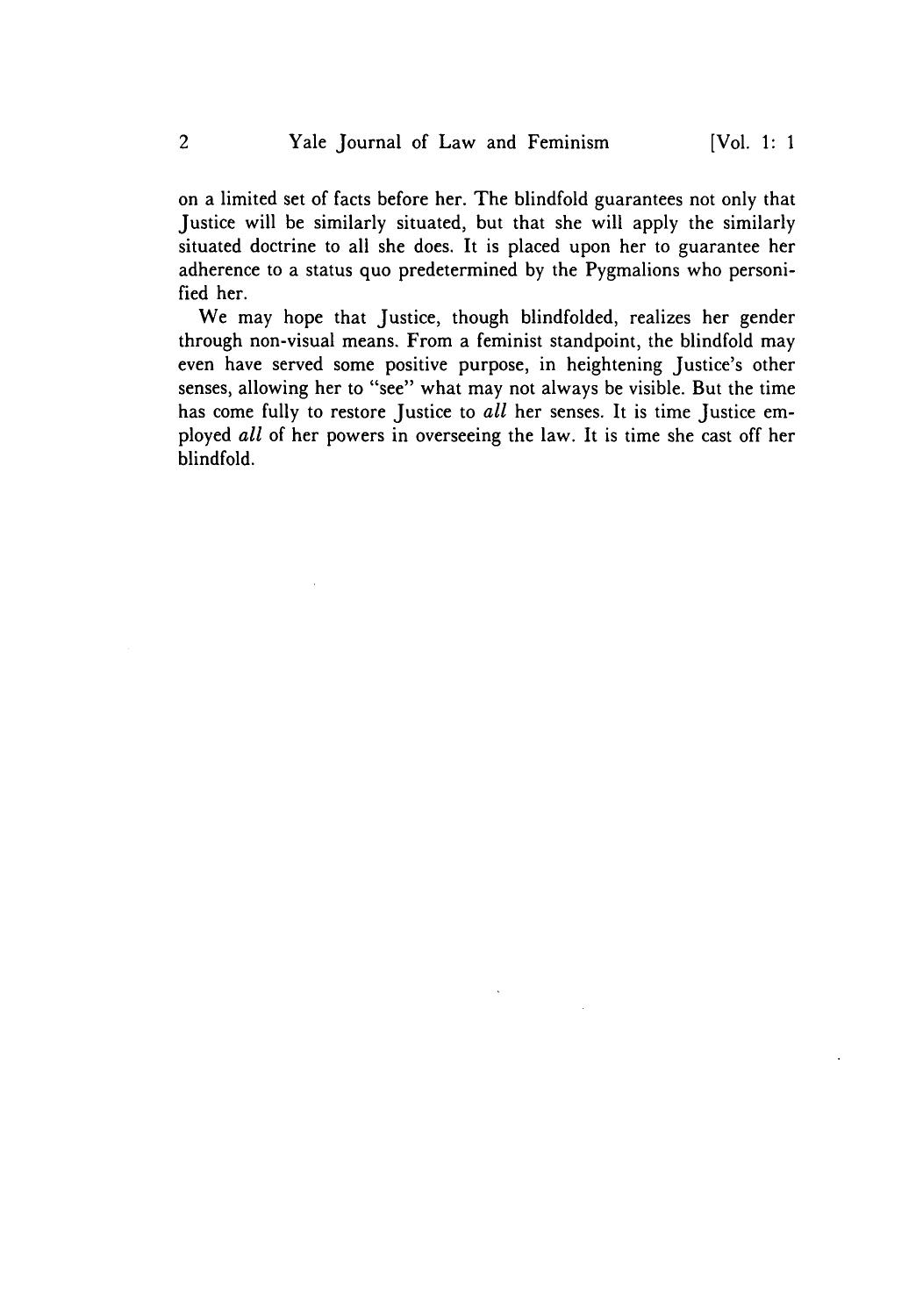on a limited set of facts before her. The blindfold guarantees not only that Justice will be similarly situated, but that she will apply the similarly situated doctrine to all she does. It is placed upon her to guarantee her adherence to a status quo predetermined by the Pygmalions who personified her.

We may hope that Justice, though blindfolded, realizes her gender through non-visual means. From a feminist standpoint, the blindfold may even have served some positive purpose, in heightening Justice's other senses, allowing her to "see" what may not always be visible. But the time has come fully to restore Justice to *all* her senses. It is time Justice employed *all* of her powers in overseeing the law. It is time she cast off her blindfold.